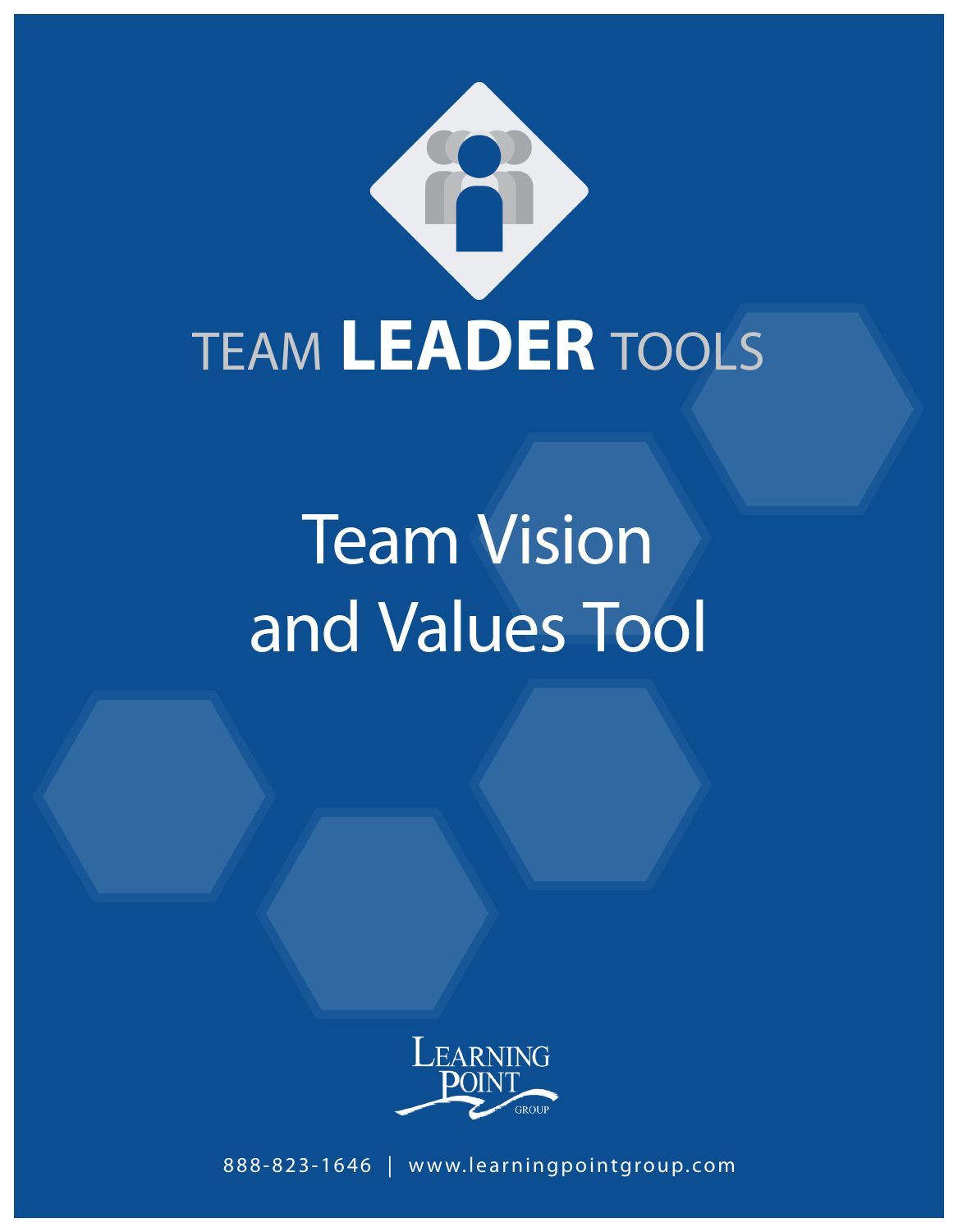TEAM **LEADER** TOOLS

# Team Vision and Values Tool

LEARNING POINT GROUP

888-823-1646 | www.learningpointgroup.com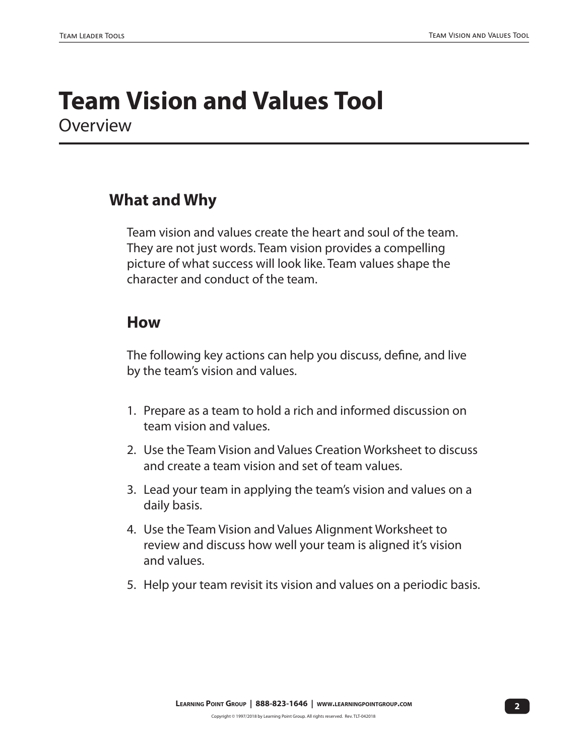# Team Vision and Values Tool

Overview

## What and Why

Team vision and values create the heart and soul of the team. They are not just words. Team vision provides a compelling picture of what success will look like. Team values shape the character and conduct of the team.

## How

The following key actions can help you discuss, define, and live by the team's vision and values.

1. Prepare as a team to hold a rich and informed discussion on team vision and values.
2. Use the Team Vision and Values Creation Worksheet to discuss and create a team vision and set of team values.
3. Lead your team in applying the team's vision and values on a daily basis.
4. Use the Team Vision and Values Alignment Worksheet to review and discuss how well your team is aligned it's vision and values.
5. Help your team revisit its vision and values on a periodic basis.

Learning Point Group | 888-823-1646 | www.learningpointgroup.com

Copyright © 1997/2018 by Learning Point Group. All rights reserved. Rev. TLT-042018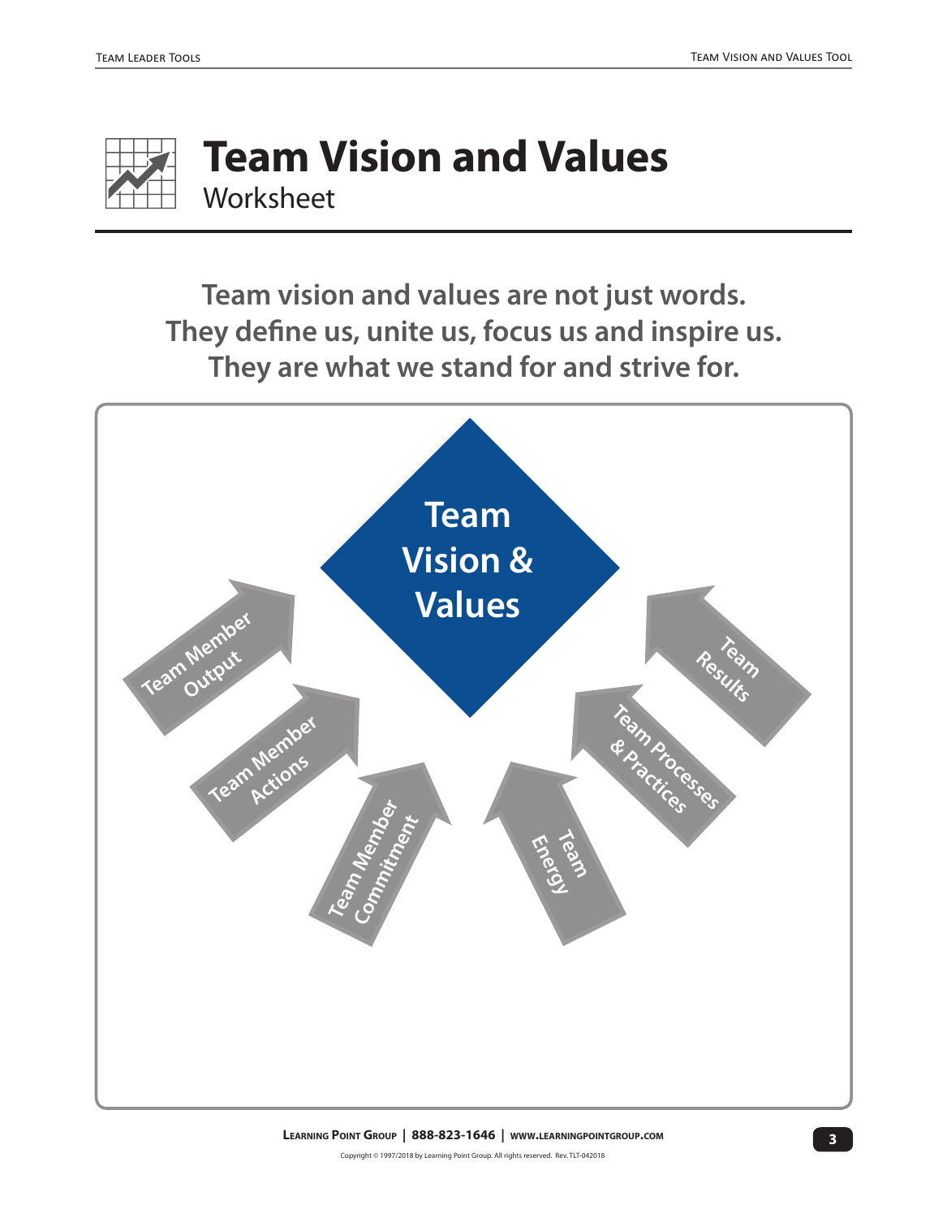# Team Vision and Values

Worksheet

**Team vision and values are not just words.
They define us, unite us, focus us and inspire us.
They are what we stand for and strive for.**

Team Vision & Values

Team Member Output

Team Member Actions

Team Member Commitment

Team Energy

Team Processes & Practices

Team Results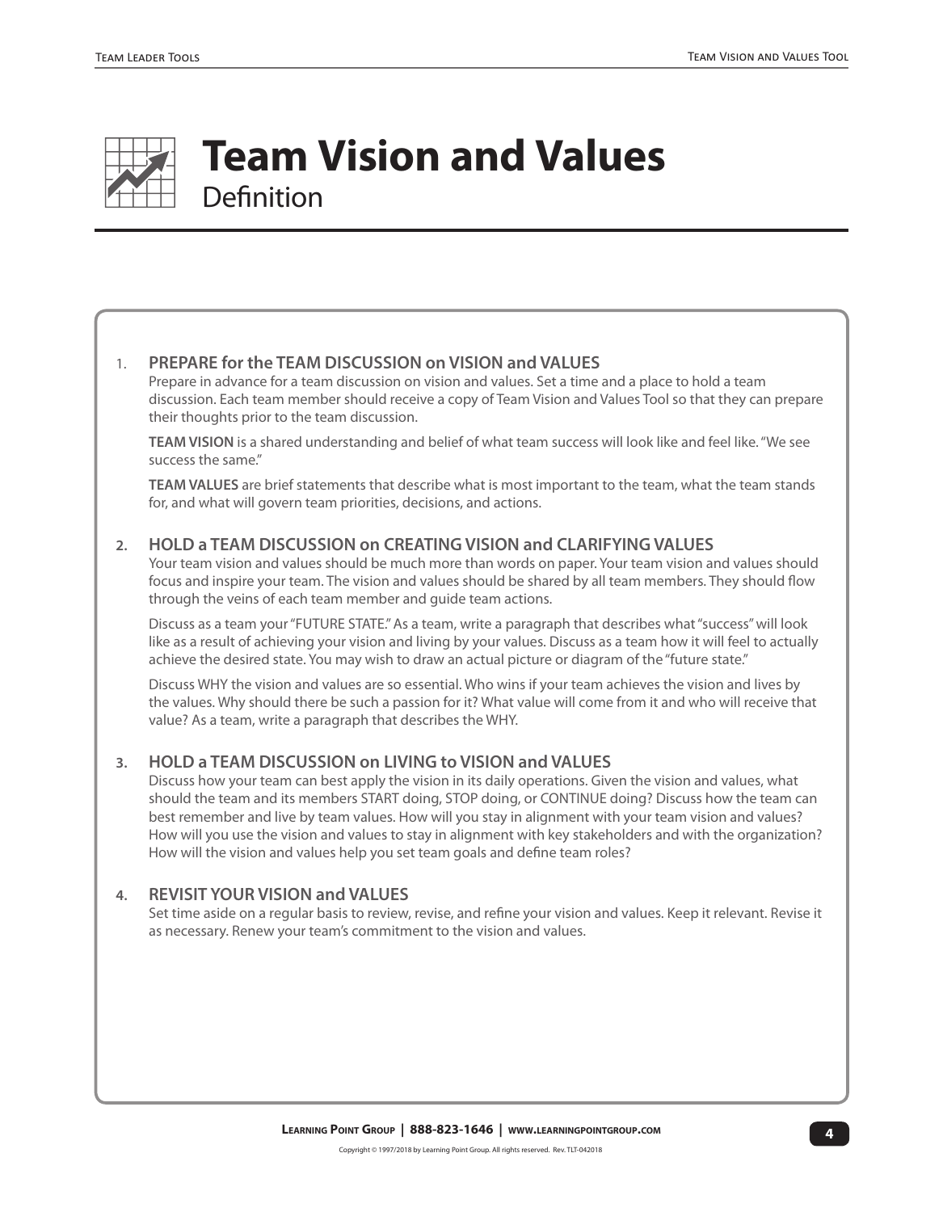# Team Vision and Values

## Definition

1. **PREPARE for the TEAM DISCUSSION on VISION and VALUES**
   Prepare in advance for a team discussion on vision and values. Set a time and a place to hold a team discussion. Each team member should receive a copy of Team Vision and Values Tool so that they can prepare their thoughts prior to the team discussion.

   **TEAM VISION** is a shared understanding and belief of what team success will look like and feel like. "We see success the same."

   **TEAM VALUES** are brief statements that describe what is most important to the team, what the team stands for, and what will govern team priorities, decisions, and actions.

2. **HOLD a TEAM DISCUSSION on CREATING VISION and CLARIFYING VALUES**
   Your team vision and values should be much more than words on paper. Your team vision and values should focus and inspire your team. The vision and values should be shared by all team members. They should flow through the veins of each team member and guide team actions.

   Discuss as a team your "FUTURE STATE." As a team, write a paragraph that describes what "success" will look like as a result of achieving your vision and living by your values. Discuss as a team how it will feel to actually achieve the desired state. You may wish to draw an actual picture or diagram of the "future state."

   Discuss WHY the vision and values are so essential. Who wins if your team achieves the vision and lives by the values. Why should there be such a passion for it? What value will come from it and who will receive that value? As a team, write a paragraph that describes the WHY.

3. **HOLD a TEAM DISCUSSION on LIVING to VISION and VALUES**
   Discuss how your team can best apply the vision in its daily operations. Given the vision and values, what should the team and its members START doing, STOP doing, or CONTINUE doing? Discuss how the team can best remember and live by team values. How will you stay in alignment with your team vision and values? How will you use the vision and values to stay in alignment with key stakeholders and with the organization? How will the vision and values help you set team goals and define team roles?

4. **REVISIT YOUR VISION and VALUES**
   Set time aside on a regular basis to review, revise, and refine your vision and values. Keep it relevant. Revise it as necessary. Renew your team's commitment to the vision and values.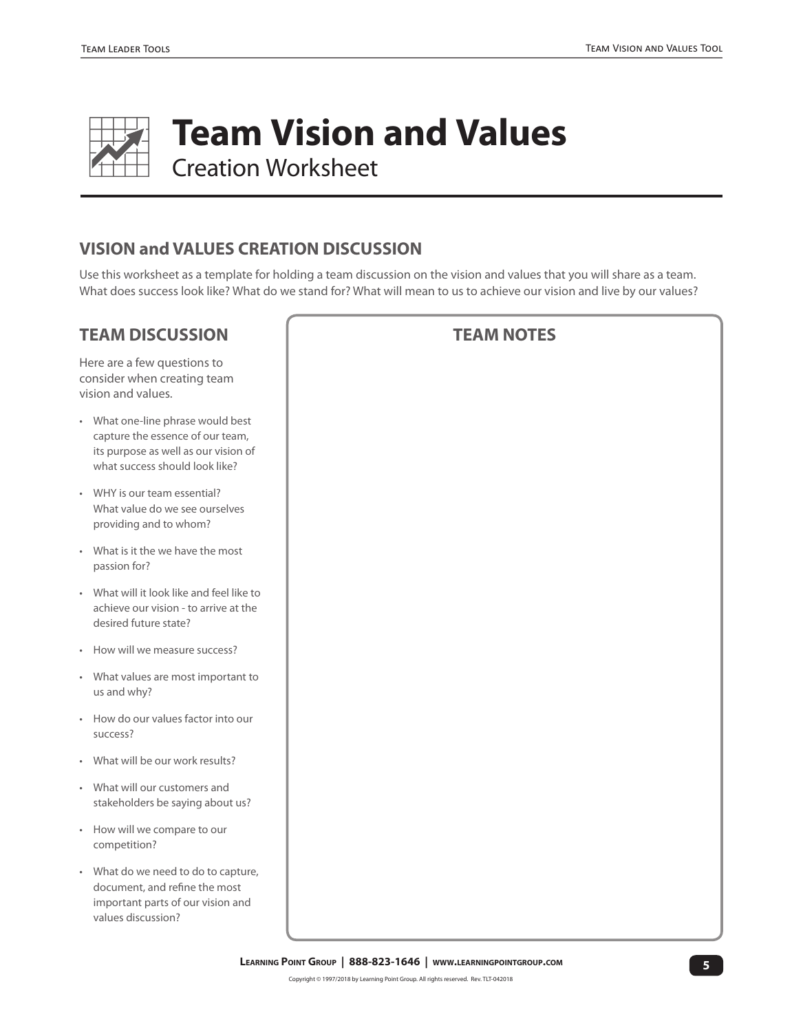# Team Vision and Values

Creation Worksheet

## VISION and VALUES CREATION DISCUSSION

Use this worksheet as a template for holding a team discussion on the vision and values that you will share as a team. What does success look like? What do we stand for? What will mean to us to achieve our vision and live by our values?

### TEAM DISCUSSION

Here are a few questions to consider when creating team vision and values.

- What one-line phrase would best capture the essence of our team, its purpose as well as our vision of what success should look like?
- WHY is our team essential? What value do we see ourselves providing and to whom?
- What is it the we have the most passion for?
- What will it look like and feel like to achieve our vision - to arrive at the desired future state?
- How will we measure success?
- What values are most important to us and why?
- How do our values factor into our success?
- What will be our work results?
- What will our customers and stakeholders be saying about us?
- How will we compare to our competition?
- What do we need to do to capture, document, and refine the most important parts of our vision and values discussion?

### TEAM NOTES

**Learning Point Group | 888-823-1646 | www.learningpointgroup.com**

Copyright © 1997/2018 by Learning Point Group. All rights reserved. Rev. TLT-042018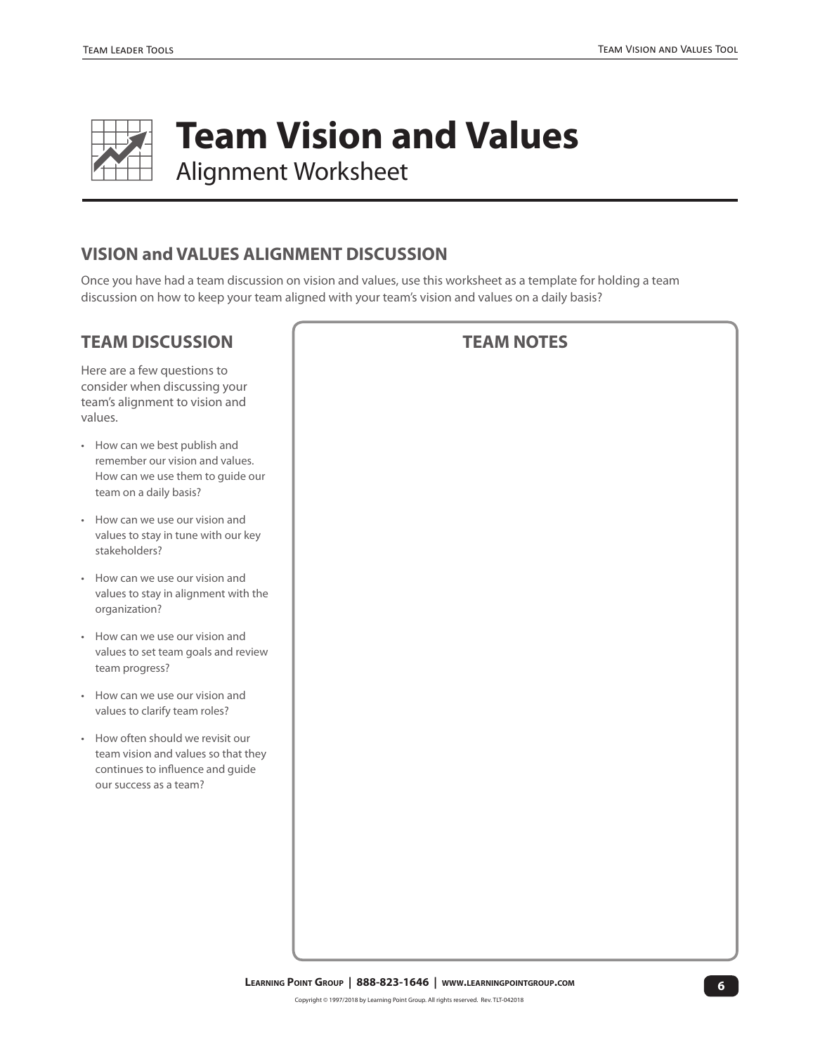# Team Vision and Values

Alignment Worksheet

## VISION and VALUES ALIGNMENT DISCUSSION

Once you have had a team discussion on vision and values, use this worksheet as a template for holding a team discussion on how to keep your team aligned with your team's vision and values on a daily basis?

## TEAM DISCUSSION

Here are a few questions to consider when discussing your team's alignment to vision and values.

- How can we best publish and remember our vision and values. How can we use them to guide our team on a daily basis?
- How can we use our vision and values to stay in tune with our key stakeholders?
- How can we use our vision and values to stay in alignment with the organization?
- How can we use our vision and values to set team goals and review team progress?
- How can we use our vision and values to clarify team roles?
- How often should we revisit our team vision and values so that they continues to influence and guide our success as a team?

## TEAM NOTES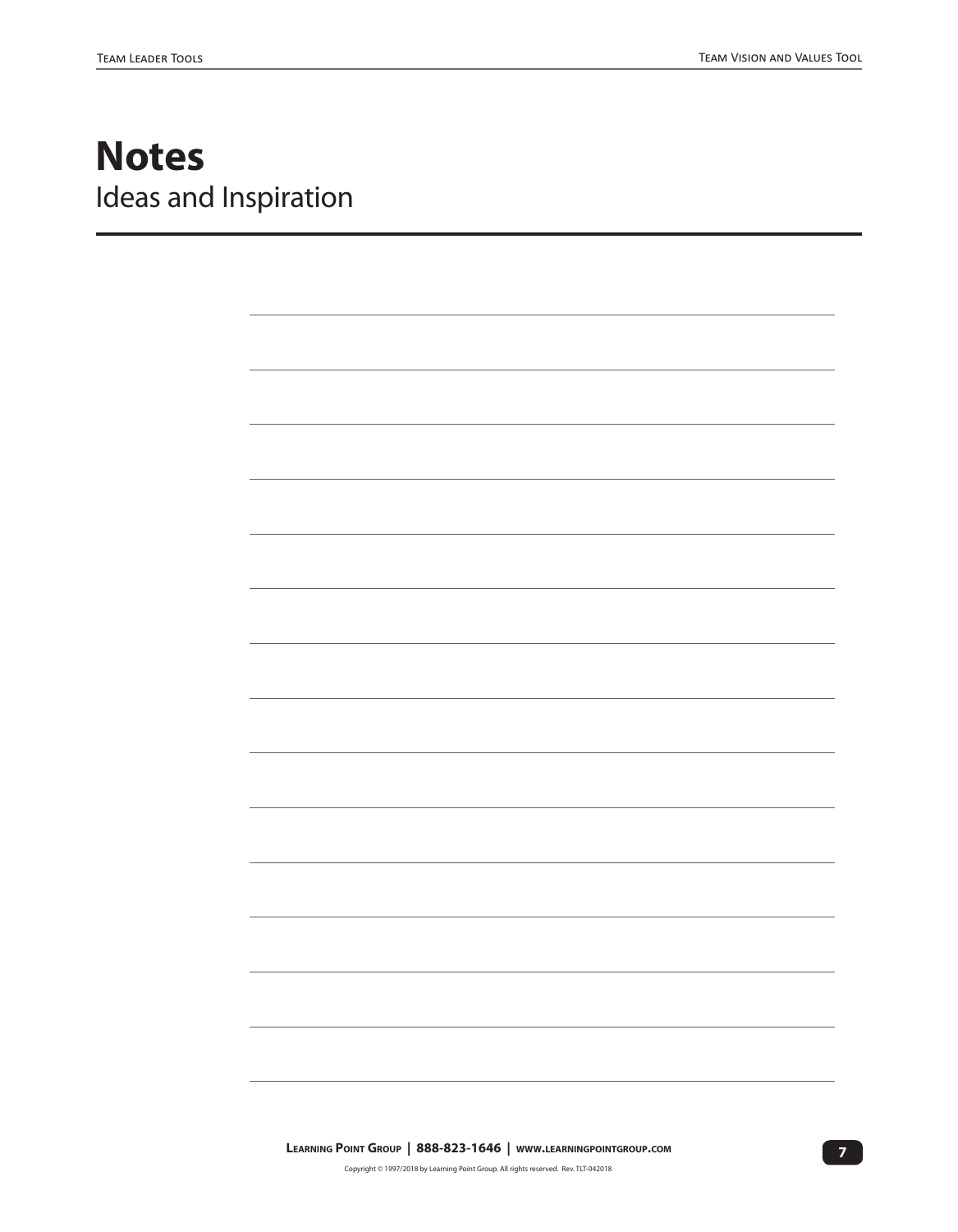# Notes

## Ideas and Inspiration